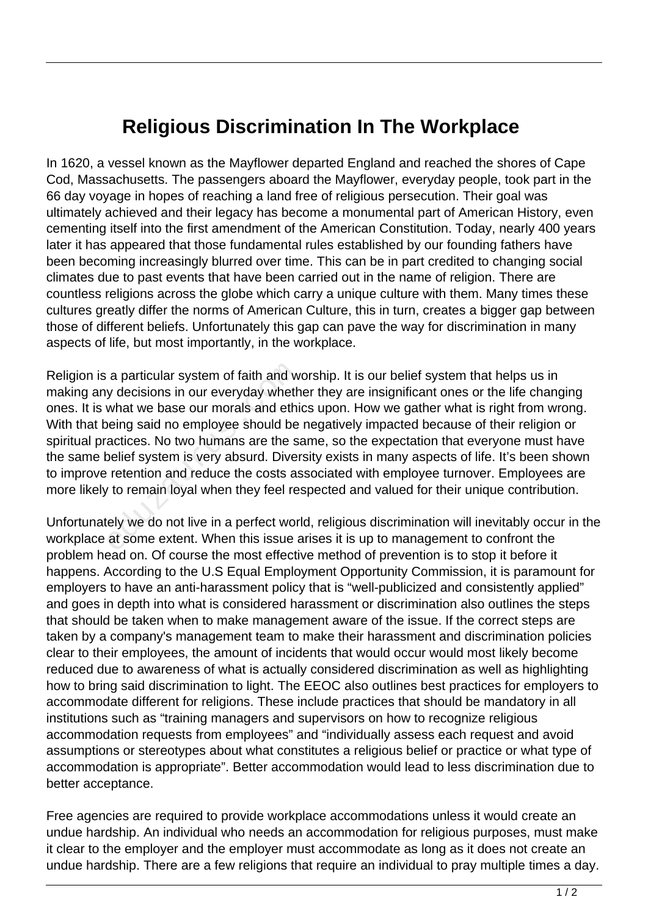# Religious Discrimination In The Workplace

In 1620, a vessel known as the Mayflower departed England and reached the shores of Cape Cod, Massachusetts. The passengers aboard the Mayflower, everyday people, took part in the 66 day voyage in hopes of reaching a land free of religious persecution. Their goal was ultimately achieved and their legacy has become a monumental part of American History, even cementing itself into the first amendment of the American Constitution. Today, nearly 400 years later it has appeared that those fundamental rules established by our founding fathers have been becoming increasingly blurred over time. This can be in part credited to changing social climates due to past events that have been carried out in the name of religion. There are countless religions across the globe which carry a unique culture with them. Many times these cultures greatly differ the norms of American Culture, this in turn, creates a bigger gap between those of different beliefs. Unfortunately this gap can pave the way for discrimination in many aspects of life, but most importantly, in the workplace.

Religion is a particular system of faith and worship. It is our belief system that helps us in making any decisions in our everyday whether they are insignificant ones or the life changing ones. It is what we base our morals and ethics upon. How we gather what is right from wrong. With that being said no employee should be negatively impacted because of their religion or spiritual practices. No two humans are the same, so the expectation that everyone must have the same belief system is very absurd. Diversity exists in many aspects of life. It's been shown to improve retention and reduce the costs associated with employee turnover. Employees are more likely to remain loyal when they feel respected and valued for their unique contribution.

Unfortunately we do not live in a perfect world, religious discrimination will inevitably occur in the workplace at some extent. When this issue arises it is up to management to confront the problem head on. Of course the most effective method of prevention is to stop it before it happens. According to the U.S Equal Employment Opportunity Commission, it is paramount for employers to have an anti-harassment policy that is "well-publicized and consistently applied" and goes in depth into what is considered harassment or discrimination also outlines the steps that should be taken when to make management aware of the issue. If the correct steps are taken by a company's management team to make their harassment and discrimination policies clear to their employees, the amount of incidents that would occur would most likely become reduced due to awareness of what is actually considered discrimination as well as highlighting how to bring said discrimination to light. The EEOC also outlines best practices for employers to accommodate different for religions. These include practices that should be mandatory in all institutions such as "training managers and supervisors on how to recognize religious accommodation requests from employees" and "individually assess each request and avoid assumptions or stereotypes about what constitutes a religious belief or practice or what type of accommodation is appropriate". Better accommodation would lead to less discrimination due to better acceptance.

Free agencies are required to provide workplace accommodations unless it would create an undue hardship. An individual who needs an accommodation for religious purposes, must make it clear to the employer and the employer must accommodate as long as it does not create an undue hardship. There are a few religions that require an individual to pray multiple times a day.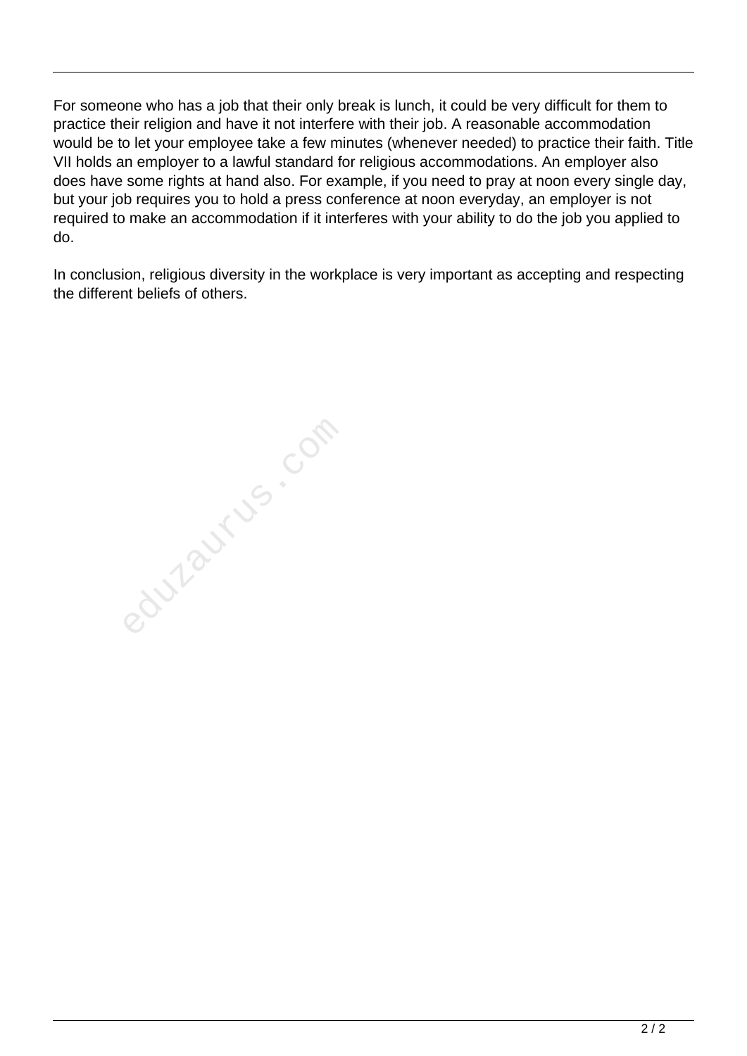For someone who has a job that their only break is lunch, it could be very difficult for them to practice their religion and have it not interfere with their job. A reasonable accommodation would be to let your employee take a few minutes (whenever needed) to practice their faith. Title VII holds an employer to a lawful standard for religious accommodations. An employer also does have some rights at hand also. For example, if you need to pray at noon every single day, but your job requires you to hold a press conference at noon everyday, an employer is not required to make an accommodation if it interferes with your ability to do the job you applied to do.

In conclusion, religious diversity in the workplace is very important as accepting and respecting the different beliefs of others.